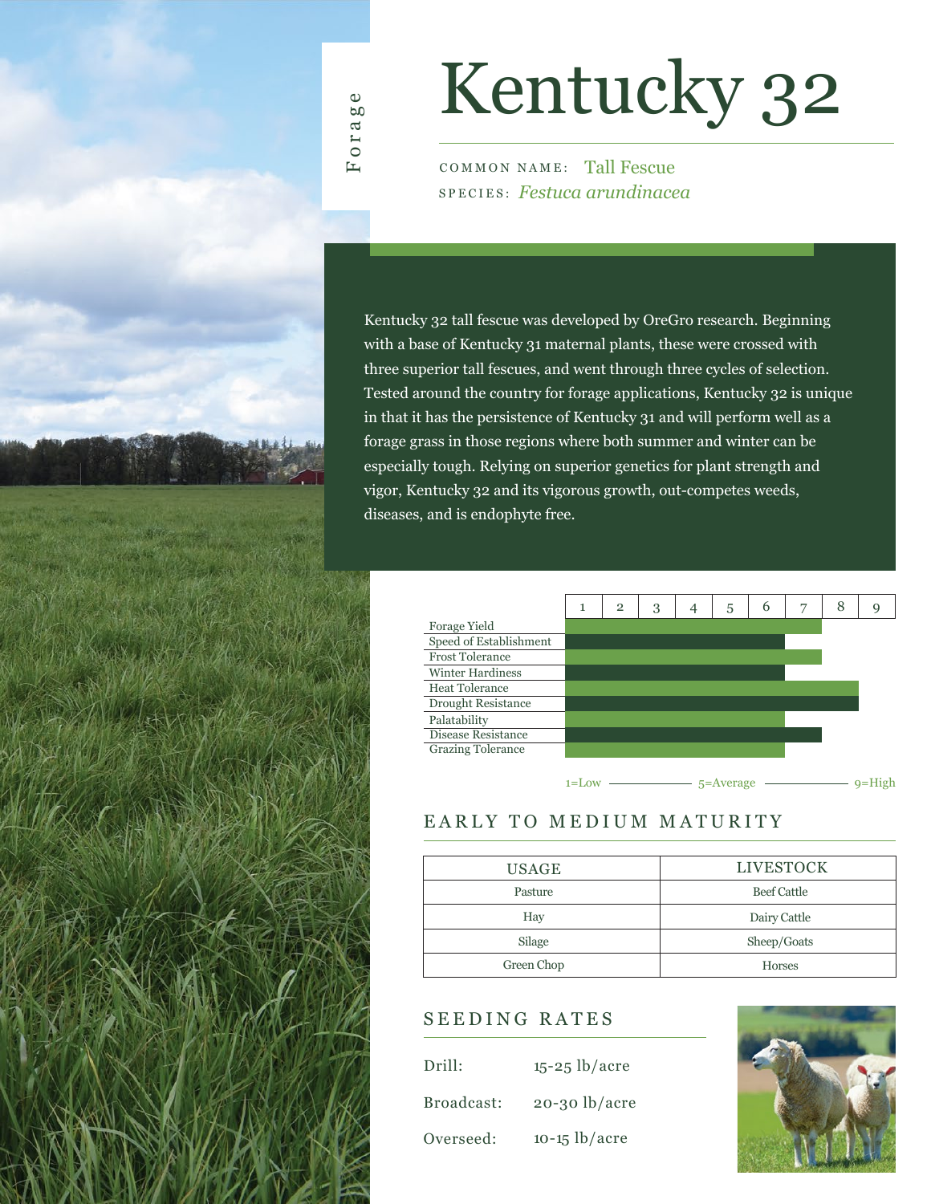Forage

# Kentucky 32

COMMON NAME: Tall Fescue
SPECIES: *Festuca arundinacea*

Kentucky 32 tall fescue was developed by OreGro research. Beginning with a base of Kentucky 31 maternal plants, these were crossed with three superior tall fescues, and went through three cycles of selection. Tested around the country for forage applications, Kentucky 32 is unique in that it has the persistence of Kentucky 31 and will perform well as a forage grass in those regions where both summer and winter can be especially tough. Relying on superior genetics for plant strength and vigor, Kentucky 32 and its vigorous growth, out-competes weeds, diseases, and is endophyte free.

| Trait | Rating (1–9) |
|---|---|
| Forage Yield | 7 |
| Speed of Establishment | 6 |
| Frost Tolerance | 7 |
| Winter Hardiness | 6 |
| Heat Tolerance | 8 |
| Drought Resistance | 8 |
| Palatability | 6 |
| Disease Resistance | 7 |
| Grazing Tolerance | 6 |

1=Low — 5=Average — 9=High

## EARLY TO MEDIUM MATURITY

| USAGE | LIVESTOCK |
|---|---|
| Pasture | Beef Cattle |
| Hay | Dairy Cattle |
| Silage | Sheep/Goats |
| Green Chop | Horses |

## SEEDING RATES

Drill: 15-25 lb/acre

Broadcast: 20-30 lb/acre

Overseed: 10-15 lb/acre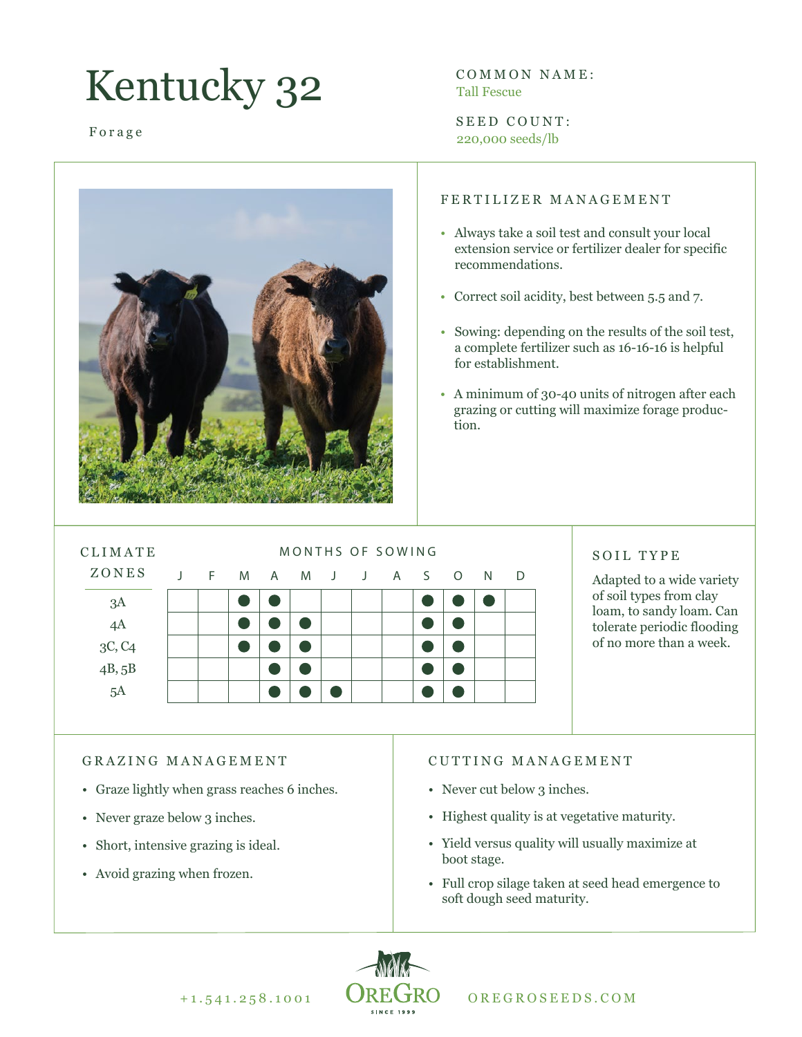# Kentucky 32

Forage

**COMMON NAME:**
Tall Fescue

**SEED COUNT:**
220,000 seeds/lb

## FERTILIZER MANAGEMENT

- Always take a soil test and consult your local extension service or fertilizer dealer for specific recommendations.
- Correct soil acidity, best between 5.5 and 7.
- Sowing: depending on the results of the soil test, a complete fertilizer such as 16-16-16 is helpful for establishment.
- A minimum of 30-40 units of nitrogen after each grazing or cutting will maximize forage production.

## CLIMATE ZONES / MONTHS OF SOWING

| CLIMATE ZONES | J | F | M | A | M | J | J | A | S | O | N | D |
|---|---|---|---|---|---|---|---|---|---|---|---|---|
| 3A | | | ● | ● | | | | | ● | ● | ● | |
| 4A | | | ● | ● | ● | | | | ● | ● | | |
| 3C, C4 | | | ● | ● | ● | | | | ● | ● | | |
| 4B, 5B | | | | ● | ● | | | | ● | ● | | |
| 5A | | | | ● | ● | ● | | | ● | ● | | |

## SOIL TYPE

Adapted to a wide variety of soil types from clay loam, to sandy loam. Can tolerate periodic flooding of no more than a week.

## GRAZING MANAGEMENT

- Graze lightly when grass reaches 6 inches.
- Never graze below 3 inches.
- Short, intensive grazing is ideal.
- Avoid grazing when frozen.

## CUTTING MANAGEMENT

- Never cut below 3 inches.
- Highest quality is at vegetative maturity.
- Yield versus quality will usually maximize at boot stage.
- Full crop silage taken at seed head emergence to soft dough seed maturity.

+1.541.258.1001 OREGRO SINCE 1999 OREGROSEEDS.COM